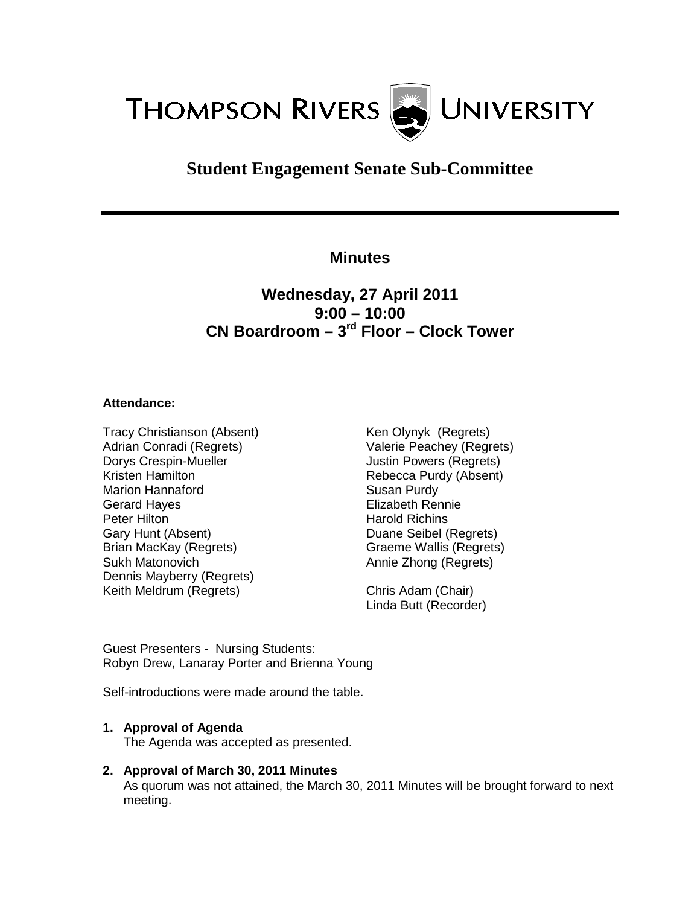# THOMPSON RIVERS UNIVERSITY

## Student Engagement Senate Sub-Committee

---

### Minutes

### Wednesday, 27 April 2011
### 9:00 – 10:00
### CN Boardroom – 3rd Floor – Clock Tower

**Attendance:**

Tracy Christianson (Absent)
Adrian Conradi (Regrets)
Dorys Crespin-Mueller
Kristen Hamilton
Marion Hannaford
Gerard Hayes
Peter Hilton
Gary Hunt (Absent)
Brian MacKay (Regrets)
Sukh Matonovich
Dennis Mayberry (Regrets)
Keith Meldrum (Regrets)
Ken Olynyk (Regrets)
Valerie Peachey (Regrets)
Justin Powers (Regrets)
Rebecca Purdy (Absent)
Susan Purdy
Elizabeth Rennie
Harold Richins
Duane Seibel (Regrets)
Graeme Wallis (Regrets)
Annie Zhong (Regrets)

Chris Adam (Chair)
Linda Butt (Recorder)

Guest Presenters - Nursing Students:
Robyn Drew, Lanaray Porter and Brienna Young

Self-introductions were made around the table.

1. **Approval of Agenda**
   The Agenda was accepted as presented.

2. **Approval of March 30, 2011 Minutes**
   As quorum was not attained, the March 30, 2011 Minutes will be brought forward to next meeting.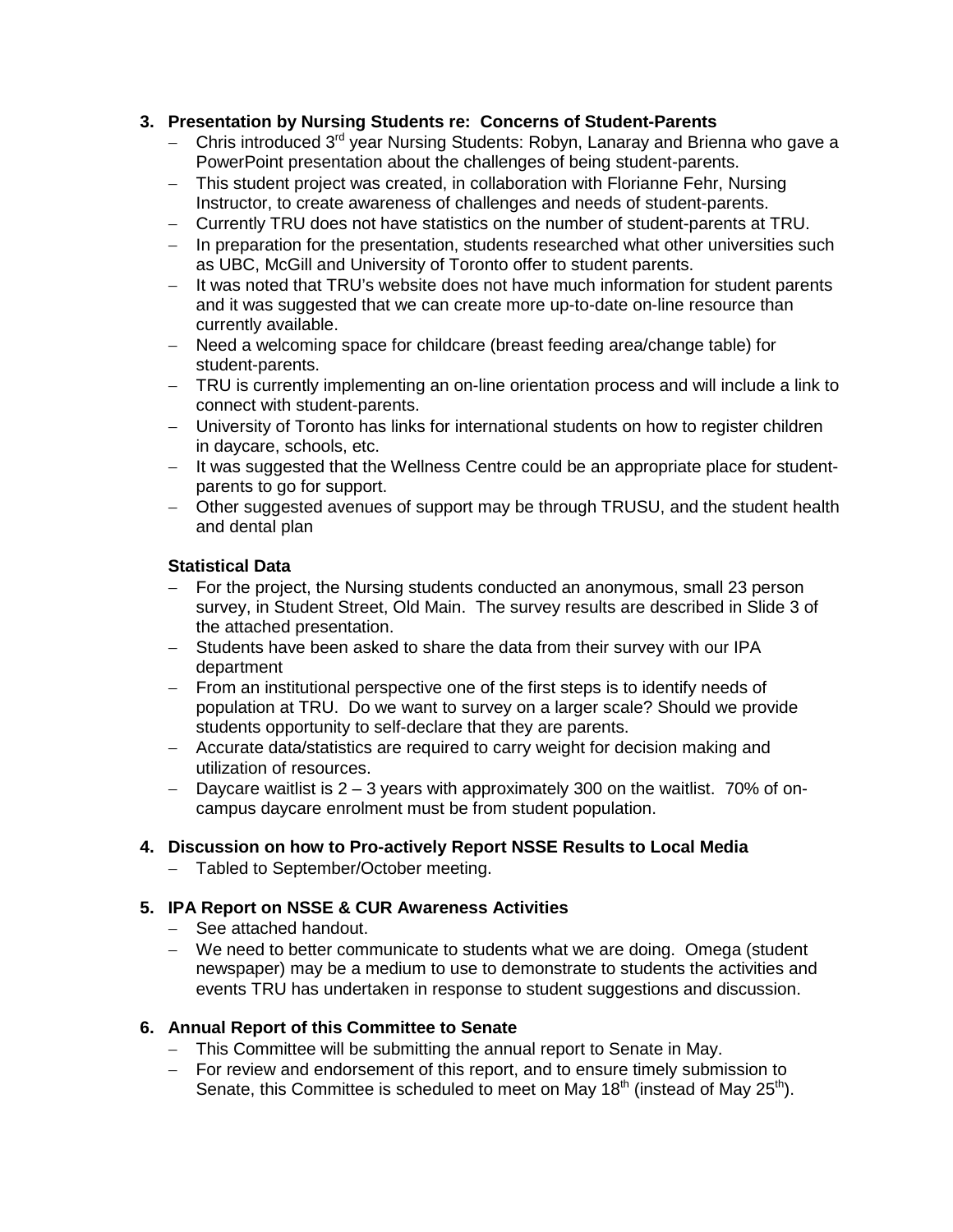3. **Presentation by Nursing Students re: Concerns of Student-Parents**
   - Chris introduced 3rd year Nursing Students: Robyn, Lanaray and Brienna who gave a PowerPoint presentation about the challenges of being student-parents.
   - This student project was created, in collaboration with Florianne Fehr, Nursing Instructor, to create awareness of challenges and needs of student-parents.
   - Currently TRU does not have statistics on the number of student-parents at TRU.
   - In preparation for the presentation, students researched what other universities such as UBC, McGill and University of Toronto offer to student parents.
   - It was noted that TRU's website does not have much information for student parents and it was suggested that we can create more up-to-date on-line resource than currently available.
   - Need a welcoming space for childcare (breast feeding area/change table) for student-parents.
   - TRU is currently implementing an on-line orientation process and will include a link to connect with student-parents.
   - University of Toronto has links for international students on how to register children in daycare, schools, etc.
   - It was suggested that the Wellness Centre could be an appropriate place for student-parents to go for support.
   - Other suggested avenues of support may be through TRUSU, and the student health and dental plan

   **Statistical Data**
   - For the project, the Nursing students conducted an anonymous, small 23 person survey, in Student Street, Old Main. The survey results are described in Slide 3 of the attached presentation.
   - Students have been asked to share the data from their survey with our IPA department
   - From an institutional perspective one of the first steps is to identify needs of population at TRU. Do we want to survey on a larger scale? Should we provide students opportunity to self-declare that they are parents.
   - Accurate data/statistics are required to carry weight for decision making and utilization of resources.
   - Daycare waitlist is 2 – 3 years with approximately 300 on the waitlist. 70% of on-campus daycare enrolment must be from student population.

4. **Discussion on how to Pro-actively Report NSSE Results to Local Media**
   - Tabled to September/October meeting.

5. **IPA Report on NSSE & CUR Awareness Activities**
   - See attached handout.
   - We need to better communicate to students what we are doing. Omega (student newspaper) may be a medium to use to demonstrate to students the activities and events TRU has undertaken in response to student suggestions and discussion.

6. **Annual Report of this Committee to Senate**
   - This Committee will be submitting the annual report to Senate in May.
   - For review and endorsement of this report, and to ensure timely submission to Senate, this Committee is scheduled to meet on May 18th (instead of May 25th).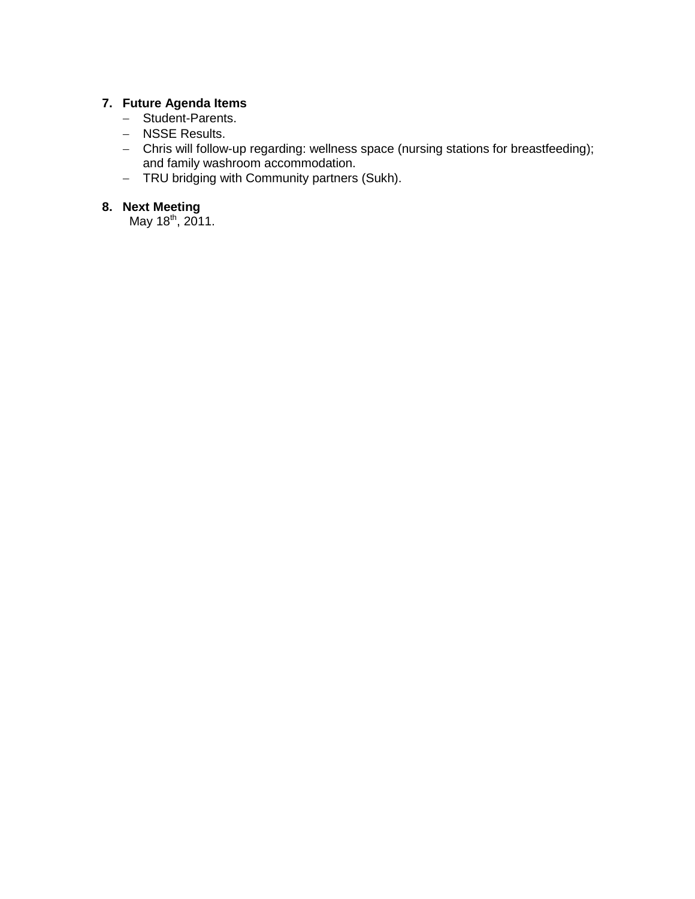7. **Future Agenda Items**
   - Student-Parents.
   - NSSE Results.
   - Chris will follow-up regarding: wellness space (nursing stations for breastfeeding); and family washroom accommodation.
   - TRU bridging with Community partners (Sukh).

8. **Next Meeting**

   May 18th, 2011.